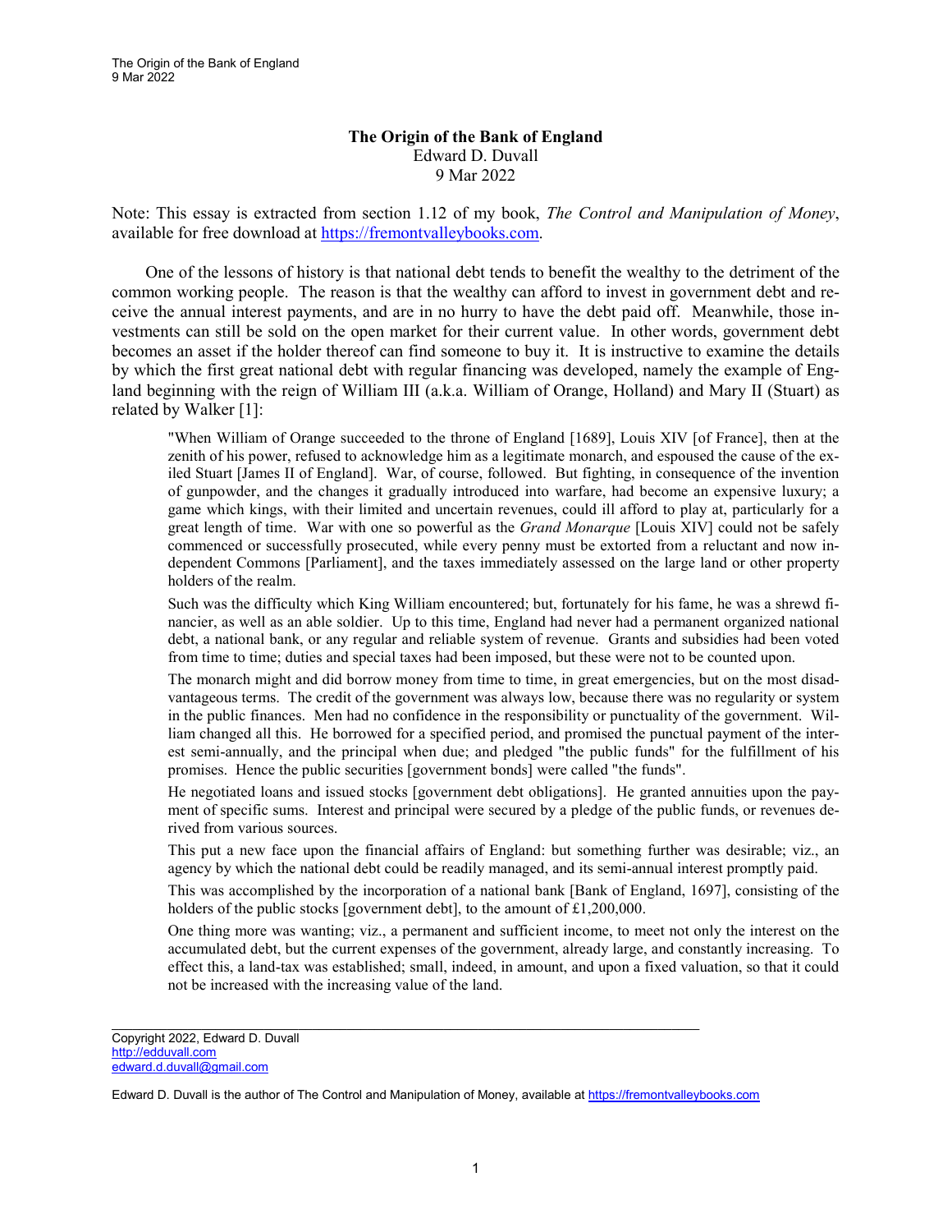# The Origin of the Bank of England

Edward D. Duvall
9 Mar 2022

Note: This essay is extracted from section 1.12 of my book, *The Control and Manipulation of Money*, available for free download at https://fremontvalleybooks.com.

One of the lessons of history is that national debt tends to benefit the wealthy to the detriment of the common working people. The reason is that the wealthy can afford to invest in government debt and receive the annual interest payments, and are in no hurry to have the debt paid off. Meanwhile, those investments can still be sold on the open market for their current value. In other words, government debt becomes an asset if the holder thereof can find someone to buy it. It is instructive to examine the details by which the first great national debt with regular financing was developed, namely the example of England beginning with the reign of William III (a.k.a. William of Orange, Holland) and Mary II (Stuart) as related by Walker [1]:

> "When William of Orange succeeded to the throne of England [1689], Louis XIV [of France], then at the zenith of his power, refused to acknowledge him as a legitimate monarch, and espoused the cause of the exiled Stuart [James II of England]. War, of course, followed. But fighting, in consequence of the invention of gunpowder, and the changes it gradually introduced into warfare, had become an expensive luxury; a game which kings, with their limited and uncertain revenues, could ill afford to play at, particularly for a great length of time. War with one so powerful as the *Grand Monarque* [Louis XIV] could not be safely commenced or successfully prosecuted, while every penny must be extorted from a reluctant and now independent Commons [Parliament], and the taxes immediately assessed on the large land or other property holders of the realm.
>
> Such was the difficulty which King William encountered; but, fortunately for his fame, he was a shrewd financier, as well as an able soldier. Up to this time, England had never had a permanent organized national debt, a national bank, or any regular and reliable system of revenue. Grants and subsidies had been voted from time to time; duties and special taxes had been imposed, but these were not to be counted upon.
>
> The monarch might and did borrow money from time to time, in great emergencies, but on the most disadvantageous terms. The credit of the government was always low, because there was no regularity or system in the public finances. Men had no confidence in the responsibility or punctuality of the government. William changed all this. He borrowed for a specified period, and promised the punctual payment of the interest semi-annually, and the principal when due; and pledged "the public funds" for the fulfillment of his promises. Hence the public securities [government bonds] were called "the funds".
>
> He negotiated loans and issued stocks [government debt obligations]. He granted annuities upon the payment of specific sums. Interest and principal were secured by a pledge of the public funds, or revenues derived from various sources.
>
> This put a new face upon the financial affairs of England: but something further was desirable; viz., an agency by which the national debt could be readily managed, and its semi-annual interest promptly paid.
>
> This was accomplished by the incorporation of a national bank [Bank of England, 1697], consisting of the holders of the public stocks [government debt], to the amount of £1,200,000.
>
> One thing more was wanting; viz., a permanent and sufficient income, to meet not only the interest on the accumulated debt, but the current expenses of the government, already large, and constantly increasing. To effect this, a land-tax was established; small, indeed, in amount, and upon a fixed valuation, so that it could not be increased with the increasing value of the land.

---

Copyright 2022, Edward D. Duvall
http://edduvall.com
edward.d.duvall@gmail.com

Edward D. Duvall is the author of The Control and Manipulation of Money, available at https://fremontvalleybooks.com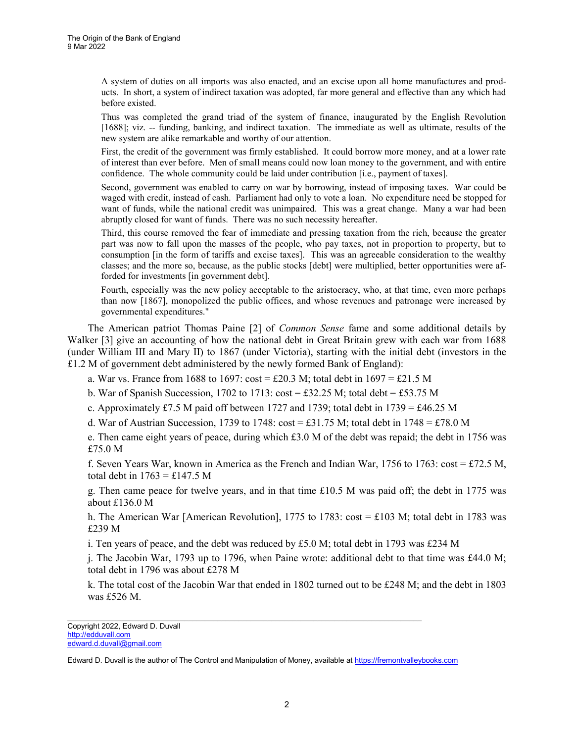> A system of duties on all imports was also enacted, and an excise upon all home manufactures and products. In short, a system of indirect taxation was adopted, far more general and effective than any which had before existed.
>
> Thus was completed the grand triad of the system of finance, inaugurated by the English Revolution [1688]; viz. -- funding, banking, and indirect taxation. The immediate as well as ultimate, results of the new system are alike remarkable and worthy of our attention.
>
> First, the credit of the government was firmly established. It could borrow more money, and at a lower rate of interest than ever before. Men of small means could now loan money to the government, and with entire confidence. The whole community could be laid under contribution [i.e., payment of taxes].
>
> Second, government was enabled to carry on war by borrowing, instead of imposing taxes. War could be waged with credit, instead of cash. Parliament had only to vote a loan. No expenditure need be stopped for want of funds, while the national credit was unimpaired. This was a great change. Many a war had been abruptly closed for want of funds. There was no such necessity hereafter.
>
> Third, this course removed the fear of immediate and pressing taxation from the rich, because the greater part was now to fall upon the masses of the people, who pay taxes, not in proportion to property, but to consumption [in the form of tariffs and excise taxes]. This was an agreeable consideration to the wealthy classes; and the more so, because, as the public stocks [debt] were multiplied, better opportunities were afforded for investments [in government debt].
>
> Fourth, especially was the new policy acceptable to the aristocracy, who, at that time, even more perhaps than now [1867], monopolized the public offices, and whose revenues and patronage were increased by governmental expenditures."

The American patriot Thomas Paine [2] of *Common Sense* fame and some additional details by Walker [3] give an accounting of how the national debt in Great Britain grew with each war from 1688 (under William III and Mary II) to 1867 (under Victoria), starting with the initial debt (investors in the £1.2 M of government debt administered by the newly formed Bank of England):

a. War vs. France from 1688 to 1697: cost = £20.3 M; total debt in 1697 = £21.5 M

b. War of Spanish Succession, 1702 to 1713: cost = £32.25 M; total debt = £53.75 M

c. Approximately £7.5 M paid off between 1727 and 1739; total debt in 1739 = £46.25 M

d. War of Austrian Succession, 1739 to 1748: cost = £31.75 M; total debt in 1748 = £78.0 M

e. Then came eight years of peace, during which £3.0 M of the debt was repaid; the debt in 1756 was £75.0 M

f. Seven Years War, known in America as the French and Indian War, 1756 to 1763: cost = £72.5 M, total debt in 1763 = £147.5 M

g. Then came peace for twelve years, and in that time £10.5 M was paid off; the debt in 1775 was about £136.0 M

h. The American War [American Revolution], 1775 to 1783: cost = £103 M; total debt in 1783 was £239 M

i. Ten years of peace, and the debt was reduced by £5.0 M; total debt in 1793 was £234 M

j. The Jacobin War, 1793 up to 1796, when Paine wrote: additional debt to that time was £44.0 M; total debt in 1796 was about £278 M

k. The total cost of the Jacobin War that ended in 1802 turned out to be £248 M; and the debt in 1803 was £526 M.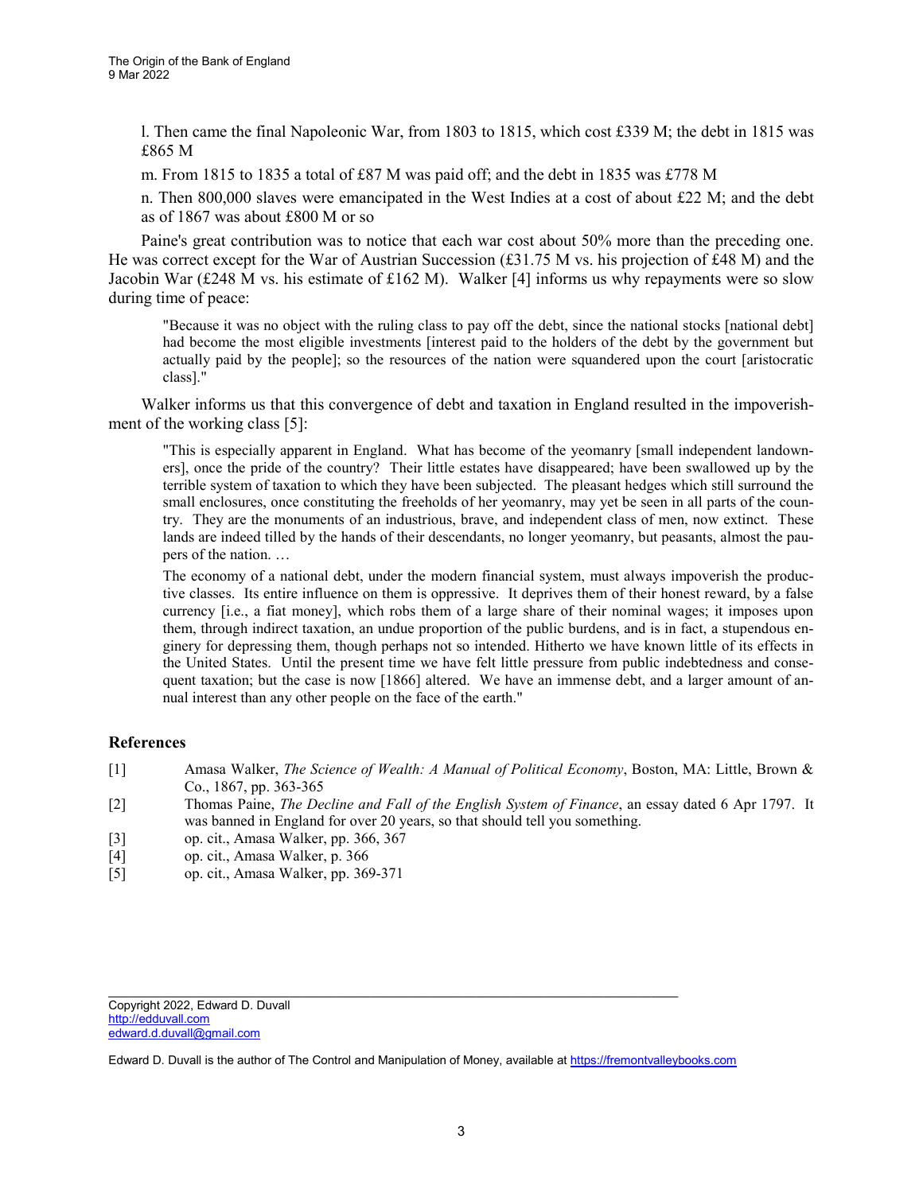l. Then came the final Napoleonic War, from 1803 to 1815, which cost £339 M; the debt in 1815 was £865 M

m. From 1815 to 1835 a total of £87 M was paid off; and the debt in 1835 was £778 M

n. Then 800,000 slaves were emancipated in the West Indies at a cost of about £22 M; and the debt as of 1867 was about £800 M or so

Paine's great contribution was to notice that each war cost about 50% more than the preceding one. He was correct except for the War of Austrian Succession (£31.75 M vs. his projection of £48 M) and the Jacobin War (£248 M vs. his estimate of £162 M). Walker [4] informs us why repayments were so slow during time of peace:

> "Because it was no object with the ruling class to pay off the debt, since the national stocks [national debt] had become the most eligible investments [interest paid to the holders of the debt by the government but actually paid by the people]; so the resources of the nation were squandered upon the court [aristocratic class]."

Walker informs us that this convergence of debt and taxation in England resulted in the impoverishment of the working class [5]:

> "This is especially apparent in England. What has become of the yeomanry [small independent landowners], once the pride of the country? Their little estates have disappeared; have been swallowed up by the terrible system of taxation to which they have been subjected. The pleasant hedges which still surround the small enclosures, once constituting the freeholds of her yeomanry, may yet be seen in all parts of the country. They are the monuments of an industrious, brave, and independent class of men, now extinct. These lands are indeed tilled by the hands of their descendants, no longer yeomanry, but peasants, almost the paupers of the nation. …
>
> The economy of a national debt, under the modern financial system, must always impoverish the productive classes. Its entire influence on them is oppressive. It deprives them of their honest reward, by a false currency [i.e., a fiat money], which robs them of a large share of their nominal wages; it imposes upon them, through indirect taxation, an undue proportion of the public burdens, and is in fact, a stupendous enginery for depressing them, though perhaps not so intended. Hitherto we have known little of its effects in the United States. Until the present time we have felt little pressure from public indebtedness and consequent taxation; but the case is now [1866] altered. We have an immense debt, and a larger amount of annual interest than any other people on the face of the earth."

## References

[1] Amasa Walker, *The Science of Wealth: A Manual of Political Economy*, Boston, MA: Little, Brown & Co., 1867, pp. 363-365

[2] Thomas Paine, *The Decline and Fall of the English System of Finance*, an essay dated 6 Apr 1797. It was banned in England for over 20 years, so that should tell you something.

[3] op. cit., Amasa Walker, pp. 366, 367

[4] op. cit., Amasa Walker, p. 366

[5] op. cit., Amasa Walker, pp. 369-371

Copyright 2022, Edward D. Duvall
http://edduvall.com
edward.d.duvall@gmail.com

Edward D. Duvall is the author of The Control and Manipulation of Money, available at https://fremontvalleybooks.com